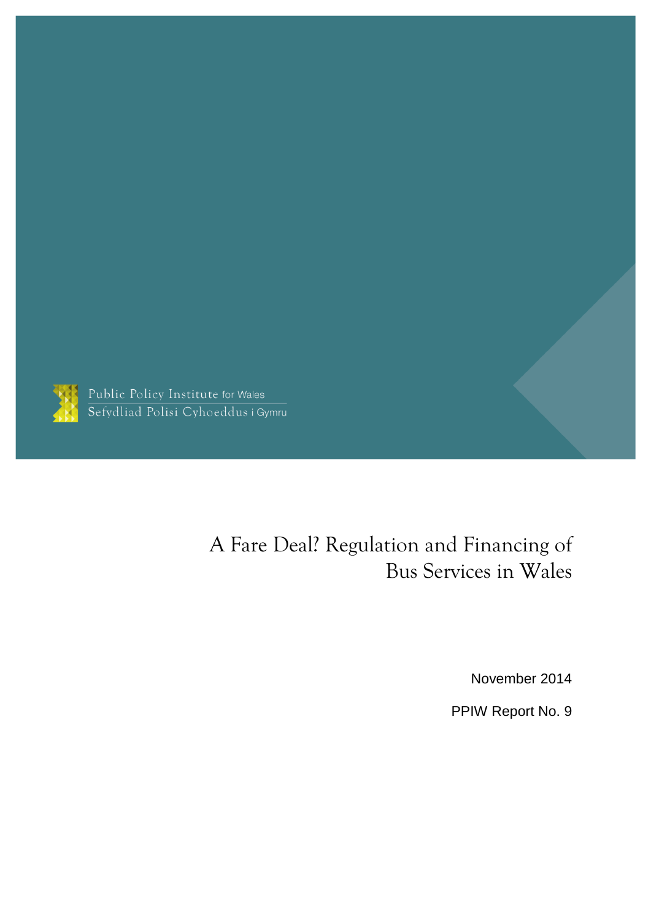Public Policy Institute for Wales
Sefydliad Polisi Cyhoeddus i Gymru

# A Fare Deal? Regulation and Financing of Bus Services in Wales

November 2014

PPIW Report No. 9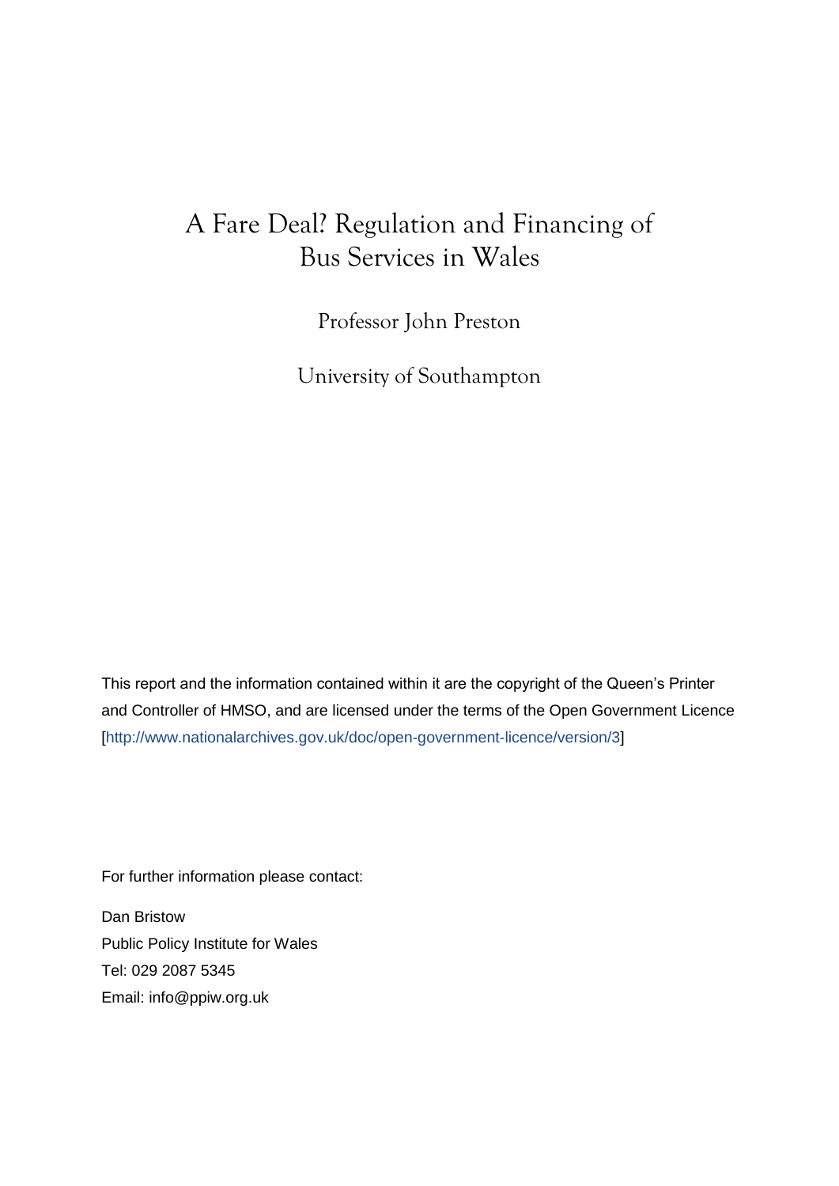# A Fare Deal? Regulation and Financing of Bus Services in Wales

Professor John Preston

University of Southampton

This report and the information contained within it are the copyright of the Queen's Printer and Controller of HMSO, and are licensed under the terms of the Open Government Licence [http://www.nationalarchives.gov.uk/doc/open-government-licence/version/3]

For further information please contact:

Dan Bristow
Public Policy Institute for Wales
Tel: 029 2087 5345
Email: info@ppiw.org.uk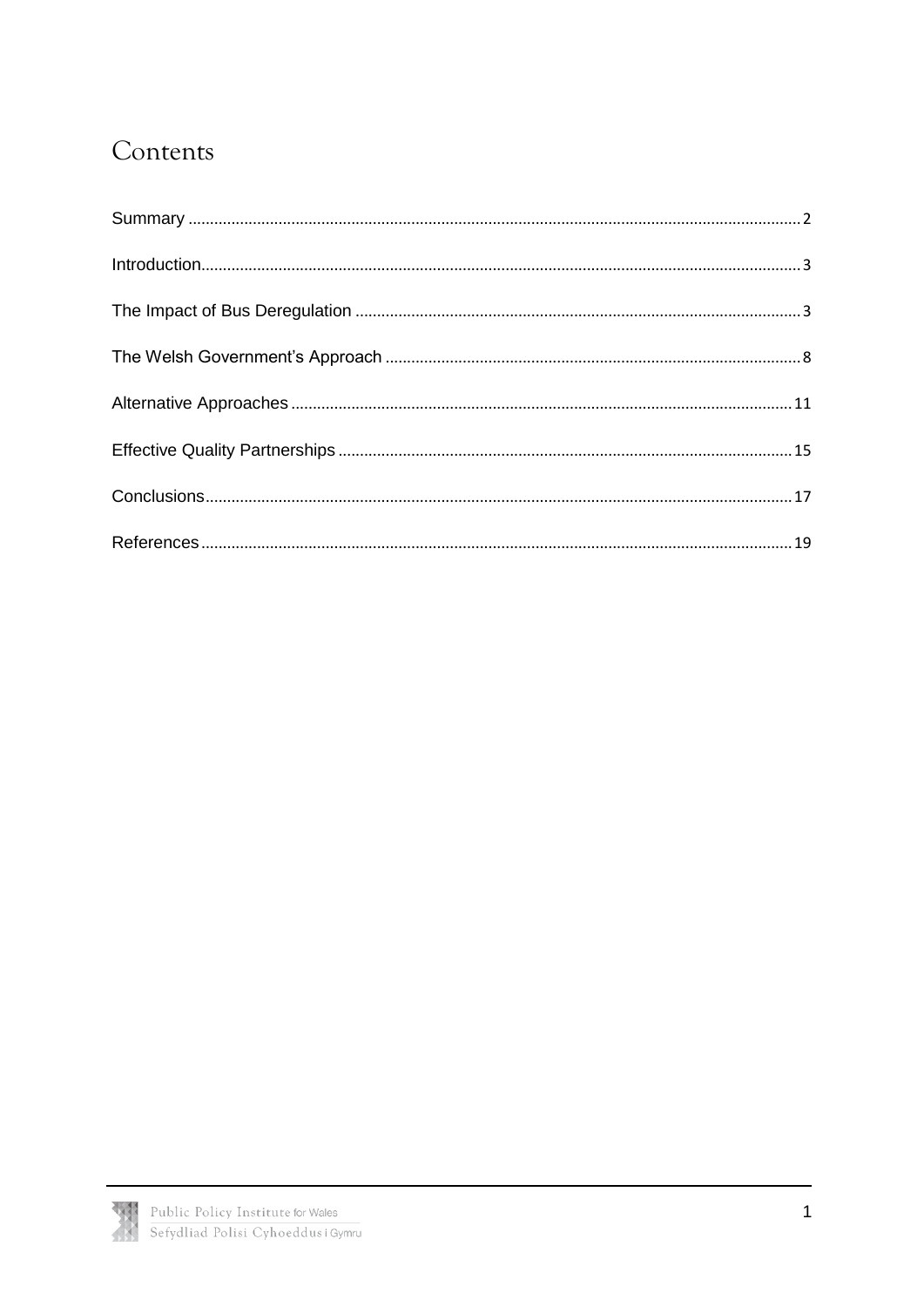# Contents

Summary ........................................................................ 2

Introduction ................................................................... 3

The Impact of Bus Deregulation ........................................ 3

The Welsh Government's Approach .................................... 8

Alternative Approaches ..................................................... 11

Effective Quality Partnerships ........................................... 15

Conclusions ..................................................................... 17

References ...................................................................... 19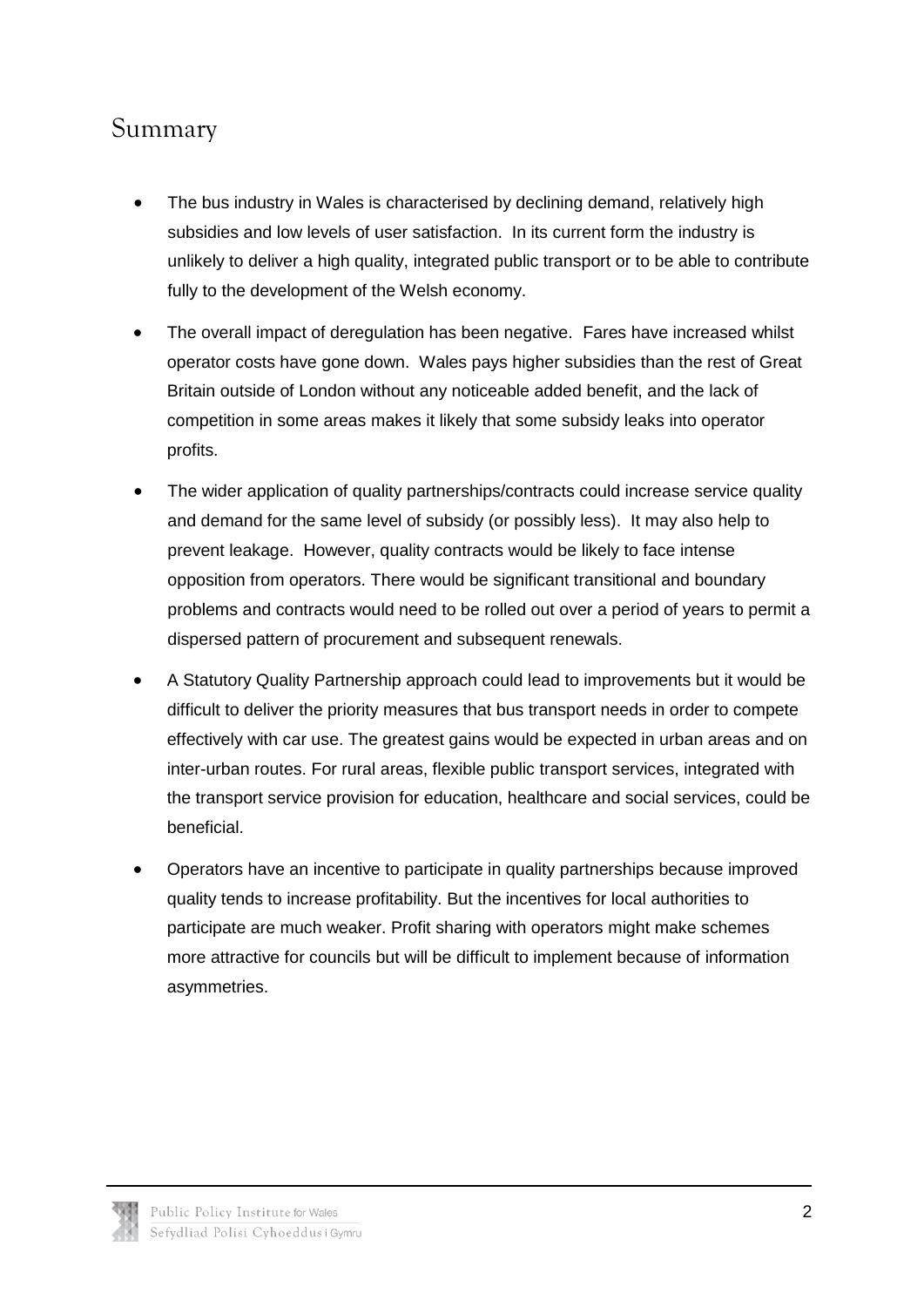## Summary

- The bus industry in Wales is characterised by declining demand, relatively high subsidies and low levels of user satisfaction. In its current form the industry is unlikely to deliver a high quality, integrated public transport or to be able to contribute fully to the development of the Welsh economy.
- The overall impact of deregulation has been negative. Fares have increased whilst operator costs have gone down. Wales pays higher subsidies than the rest of Great Britain outside of London without any noticeable added benefit, and the lack of competition in some areas makes it likely that some subsidy leaks into operator profits.
- The wider application of quality partnerships/contracts could increase service quality and demand for the same level of subsidy (or possibly less). It may also help to prevent leakage. However, quality contracts would be likely to face intense opposition from operators. There would be significant transitional and boundary problems and contracts would need to be rolled out over a period of years to permit a dispersed pattern of procurement and subsequent renewals.
- A Statutory Quality Partnership approach could lead to improvements but it would be difficult to deliver the priority measures that bus transport needs in order to compete effectively with car use. The greatest gains would be expected in urban areas and on inter-urban routes. For rural areas, flexible public transport services, integrated with the transport service provision for education, healthcare and social services, could be beneficial.
- Operators have an incentive to participate in quality partnerships because improved quality tends to increase profitability. But the incentives for local authorities to participate are much weaker. Profit sharing with operators might make schemes more attractive for councils but will be difficult to implement because of information asymmetries.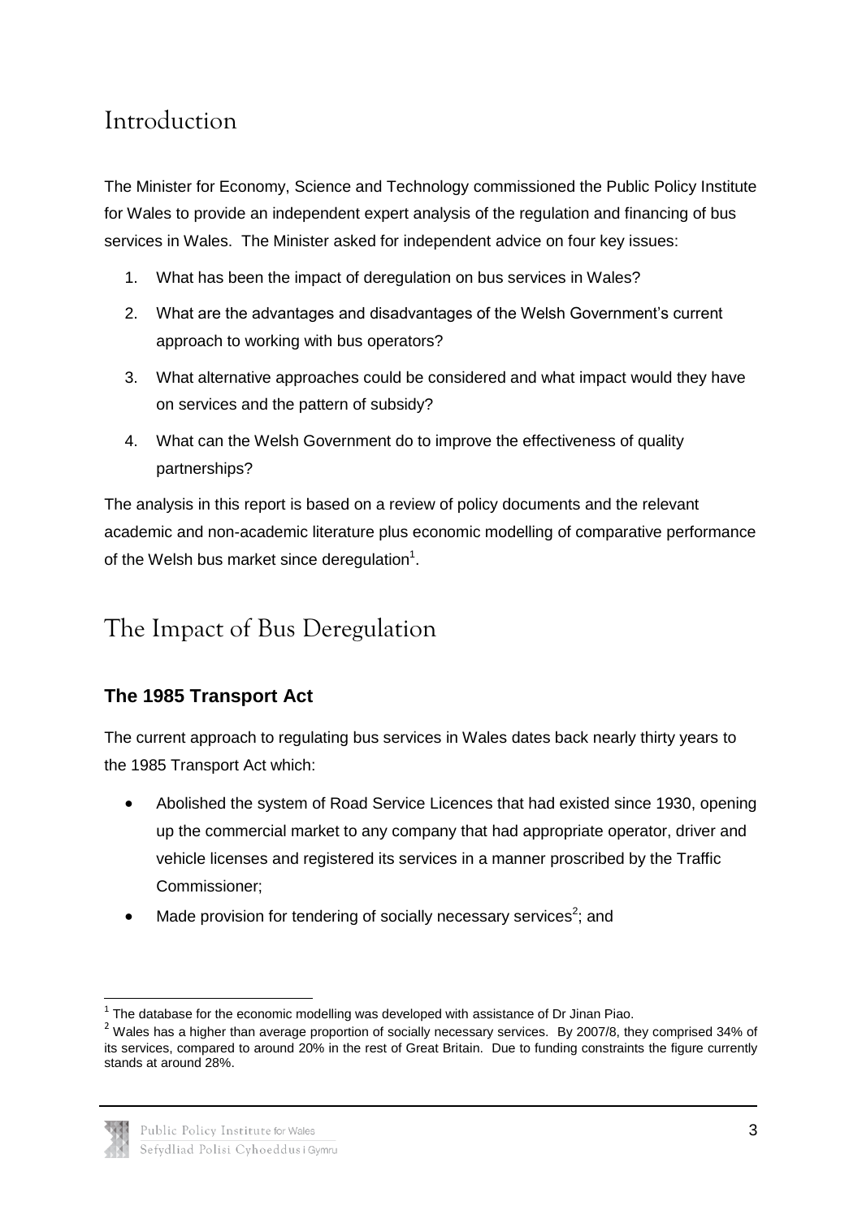# Introduction

The Minister for Economy, Science and Technology commissioned the Public Policy Institute for Wales to provide an independent expert analysis of the regulation and financing of bus services in Wales. The Minister asked for independent advice on four key issues:

1. What has been the impact of deregulation on bus services in Wales?
2. What are the advantages and disadvantages of the Welsh Government's current approach to working with bus operators?
3. What alternative approaches could be considered and what impact would they have on services and the pattern of subsidy?
4. What can the Welsh Government do to improve the effectiveness of quality partnerships?

The analysis in this report is based on a review of policy documents and the relevant academic and non-academic literature plus economic modelling of comparative performance of the Welsh bus market since deregulation[1].

# The Impact of Bus Deregulation

### The 1985 Transport Act

The current approach to regulating bus services in Wales dates back nearly thirty years to the 1985 Transport Act which:

- Abolished the system of Road Service Licences that had existed since 1930, opening up the commercial market to any company that had appropriate operator, driver and vehicle licenses and registered its services in a manner proscribed by the Traffic Commissioner;
- Made provision for tendering of socially necessary services[2]; and

[1] The database for the economic modelling was developed with assistance of Dr Jinan Piao.

[2] Wales has a higher than average proportion of socially necessary services. By 2007/8, they comprised 34% of its services, compared to around 20% in the rest of Great Britain. Due to funding constraints the figure currently stands at around 28%.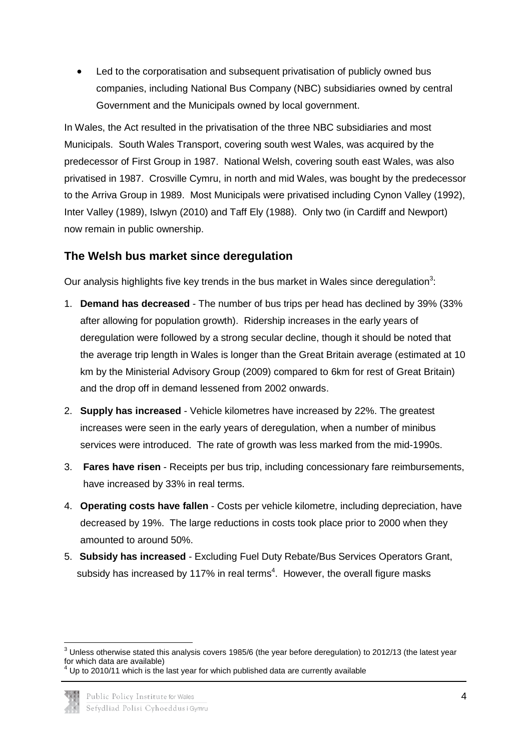- Led to the corporatisation and subsequent privatisation of publicly owned bus companies, including National Bus Company (NBC) subsidiaries owned by central Government and the Municipals owned by local government.

In Wales, the Act resulted in the privatisation of the three NBC subsidiaries and most Municipals. South Wales Transport, covering south west Wales, was acquired by the predecessor of First Group in 1987. National Welsh, covering south east Wales, was also privatised in 1987. Crosville Cymru, in north and mid Wales, was bought by the predecessor to the Arriva Group in 1989. Most Municipals were privatised including Cynon Valley (1992), Inter Valley (1989), Islwyn (2010) and Taff Ely (1988). Only two (in Cardiff and Newport) now remain in public ownership.

## The Welsh bus market since deregulation

Our analysis highlights five key trends in the bus market in Wales since deregulation[3]:

1. **Demand has decreased** - The number of bus trips per head has declined by 39% (33% after allowing for population growth). Ridership increases in the early years of deregulation were followed by a strong secular decline, though it should be noted that the average trip length in Wales is longer than the Great Britain average (estimated at 10 km by the Ministerial Advisory Group (2009) compared to 6km for rest of Great Britain) and the drop off in demand lessened from 2002 onwards.
2. **Supply has increased** - Vehicle kilometres have increased by 22%. The greatest increases were seen in the early years of deregulation, when a number of minibus services were introduced. The rate of growth was less marked from the mid-1990s.
3. **Fares have risen** - Receipts per bus trip, including concessionary fare reimbursements, have increased by 33% in real terms.
4. **Operating costs have fallen** - Costs per vehicle kilometre, including depreciation, have decreased by 19%. The large reductions in costs took place prior to 2000 when they amounted to around 50%.
5. **Subsidy has increased** - Excluding Fuel Duty Rebate/Bus Services Operators Grant, subsidy has increased by 117% in real terms[4]. However, the overall figure masks

[3] Unless otherwise stated this analysis covers 1985/6 (the year before deregulation) to 2012/13 (the latest year for which data are available)

[4] Up to 2010/11 which is the last year for which published data are currently available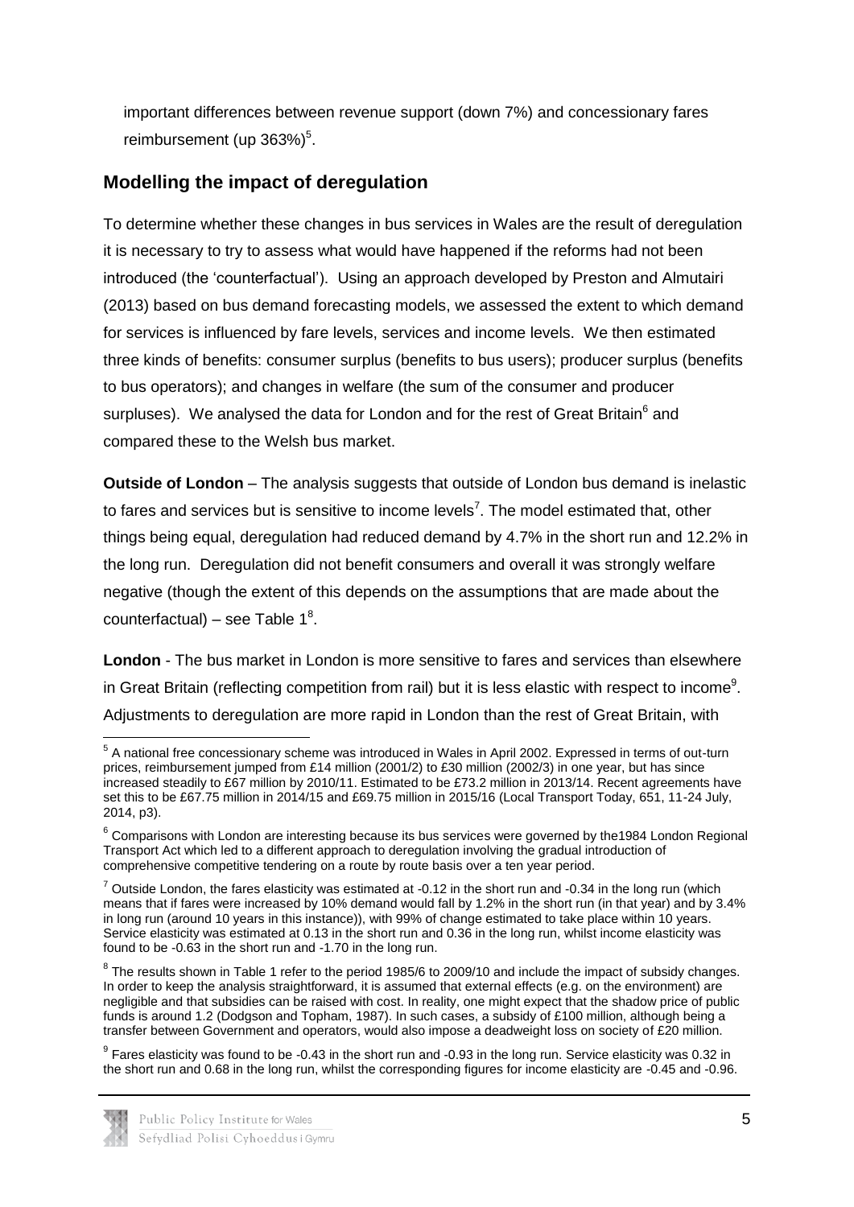important differences between revenue support (down 7%) and concessionary fares reimbursement (up 363%)[5].

## Modelling the impact of deregulation

To determine whether these changes in bus services in Wales are the result of deregulation it is necessary to try to assess what would have happened if the reforms had not been introduced (the 'counterfactual'). Using an approach developed by Preston and Almutairi (2013) based on bus demand forecasting models, we assessed the extent to which demand for services is influenced by fare levels, services and income levels. We then estimated three kinds of benefits: consumer surplus (benefits to bus users); producer surplus (benefits to bus operators); and changes in welfare (the sum of the consumer and producer surpluses). We analysed the data for London and for the rest of Great Britain[6] and compared these to the Welsh bus market.

**Outside of London** – The analysis suggests that outside of London bus demand is inelastic to fares and services but is sensitive to income levels[7]. The model estimated that, other things being equal, deregulation had reduced demand by 4.7% in the short run and 12.2% in the long run. Deregulation did not benefit consumers and overall it was strongly welfare negative (though the extent of this depends on the assumptions that are made about the counterfactual) – see Table 1[8].

**London** - The bus market in London is more sensitive to fares and services than elsewhere in Great Britain (reflecting competition from rail) but it is less elastic with respect to income[9]. Adjustments to deregulation are more rapid in London than the rest of Great Britain, with

---

[5] A national free concessionary scheme was introduced in Wales in April 2002. Expressed in terms of out-turn prices, reimbursement jumped from £14 million (2001/2) to £30 million (2002/3) in one year, but has since increased steadily to £67 million by 2010/11. Estimated to be £73.2 million in 2013/14. Recent agreements have set this to be £67.75 million in 2014/15 and £69.75 million in 2015/16 (Local Transport Today, 651, 11-24 July, 2014, p3).

[6] Comparisons with London are interesting because its bus services were governed by the1984 London Regional Transport Act which led to a different approach to deregulation involving the gradual introduction of comprehensive competitive tendering on a route by route basis over a ten year period.

[7] Outside London, the fares elasticity was estimated at -0.12 in the short run and -0.34 in the long run (which means that if fares were increased by 10% demand would fall by 1.2% in the short run (in that year) and by 3.4% in long run (around 10 years in this instance)), with 99% of change estimated to take place within 10 years. Service elasticity was estimated at 0.13 in the short run and 0.36 in the long run, whilst income elasticity was found to be -0.63 in the short run and -1.70 in the long run.

[8] The results shown in Table 1 refer to the period 1985/6 to 2009/10 and include the impact of subsidy changes. In order to keep the analysis straightforward, it is assumed that external effects (e.g. on the environment) are negligible and that subsidies can be raised with cost. In reality, one might expect that the shadow price of public funds is around 1.2 (Dodgson and Topham, 1987). In such cases, a subsidy of £100 million, although being a transfer between Government and operators, would also impose a deadweight loss on society of £20 million.

[9] Fares elasticity was found to be -0.43 in the short run and -0.93 in the long run. Service elasticity was 0.32 in the short run and 0.68 in the long run, whilst the corresponding figures for income elasticity are -0.45 and -0.96.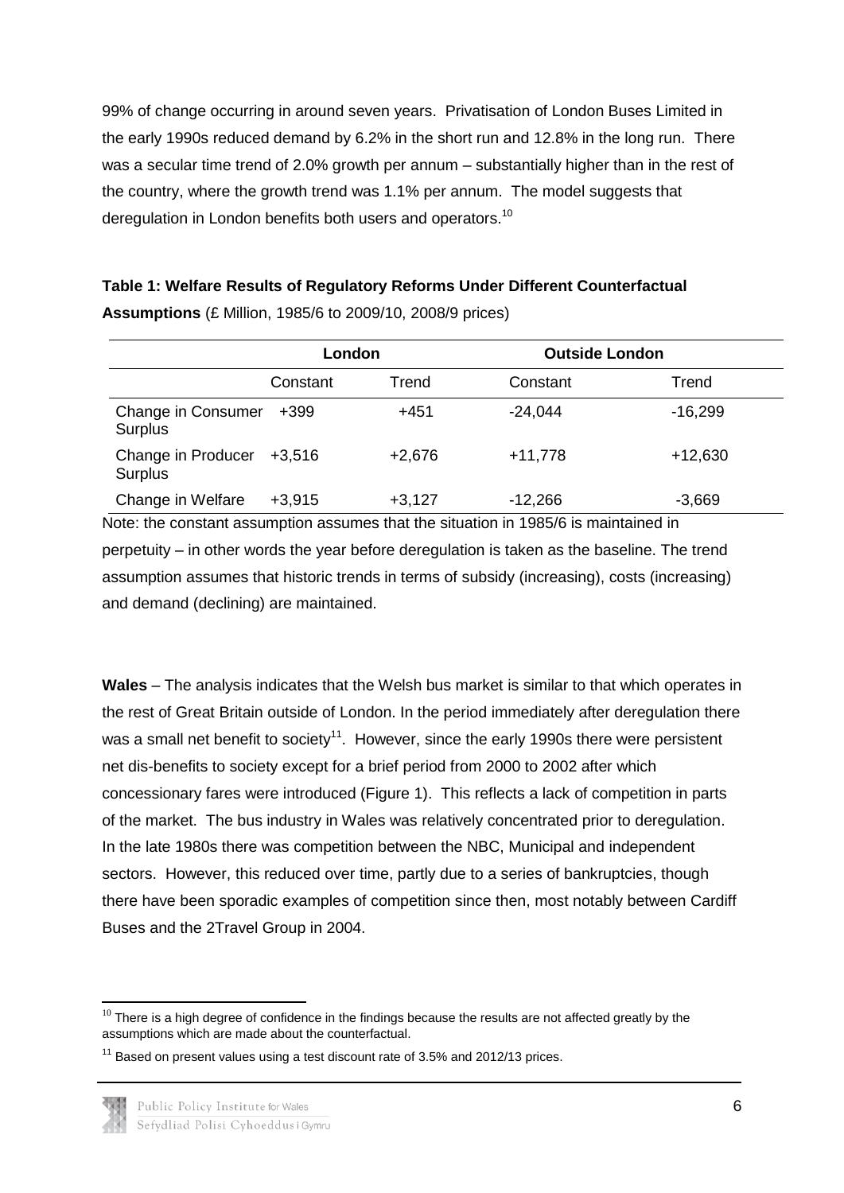99% of change occurring in around seven years. Privatisation of London Buses Limited in the early 1990s reduced demand by 6.2% in the short run and 12.8% in the long run. There was a secular time trend of 2.0% growth per annum – substantially higher than in the rest of the country, where the growth trend was 1.1% per annum. The model suggests that deregulation in London benefits both users and operators.[10]

**Table 1: Welfare Results of Regulatory Reforms Under Different Counterfactual Assumptions** (£ Million, 1985/6 to 2009/10, 2008/9 prices)

| | London | | Outside London | |
|---|---|---|---|---|
| | Constant | Trend | Constant | Trend |
| Change in Consumer Surplus | +399 | +451 | -24,044 | -16,299 |
| Change in Producer Surplus | +3,516 | +2,676 | +11,778 | +12,630 |
| Change in Welfare | +3,915 | +3,127 | -12,266 | -3,669 |

Note: the constant assumption assumes that the situation in 1985/6 is maintained in perpetuity – in other words the year before deregulation is taken as the baseline. The trend assumption assumes that historic trends in terms of subsidy (increasing), costs (increasing) and demand (declining) are maintained.

**Wales** – The analysis indicates that the Welsh bus market is similar to that which operates in the rest of Great Britain outside of London. In the period immediately after deregulation there was a small net benefit to society[11]. However, since the early 1990s there were persistent net dis-benefits to society except for a brief period from 2000 to 2002 after which concessionary fares were introduced (Figure 1). This reflects a lack of competition in parts of the market. The bus industry in Wales was relatively concentrated prior to deregulation. In the late 1980s there was competition between the NBC, Municipal and independent sectors. However, this reduced over time, partly due to a series of bankruptcies, though there have been sporadic examples of competition since then, most notably between Cardiff Buses and the 2Travel Group in 2004.

[10] There is a high degree of confidence in the findings because the results are not affected greatly by the assumptions which are made about the counterfactual.

[11] Based on present values using a test discount rate of 3.5% and 2012/13 prices.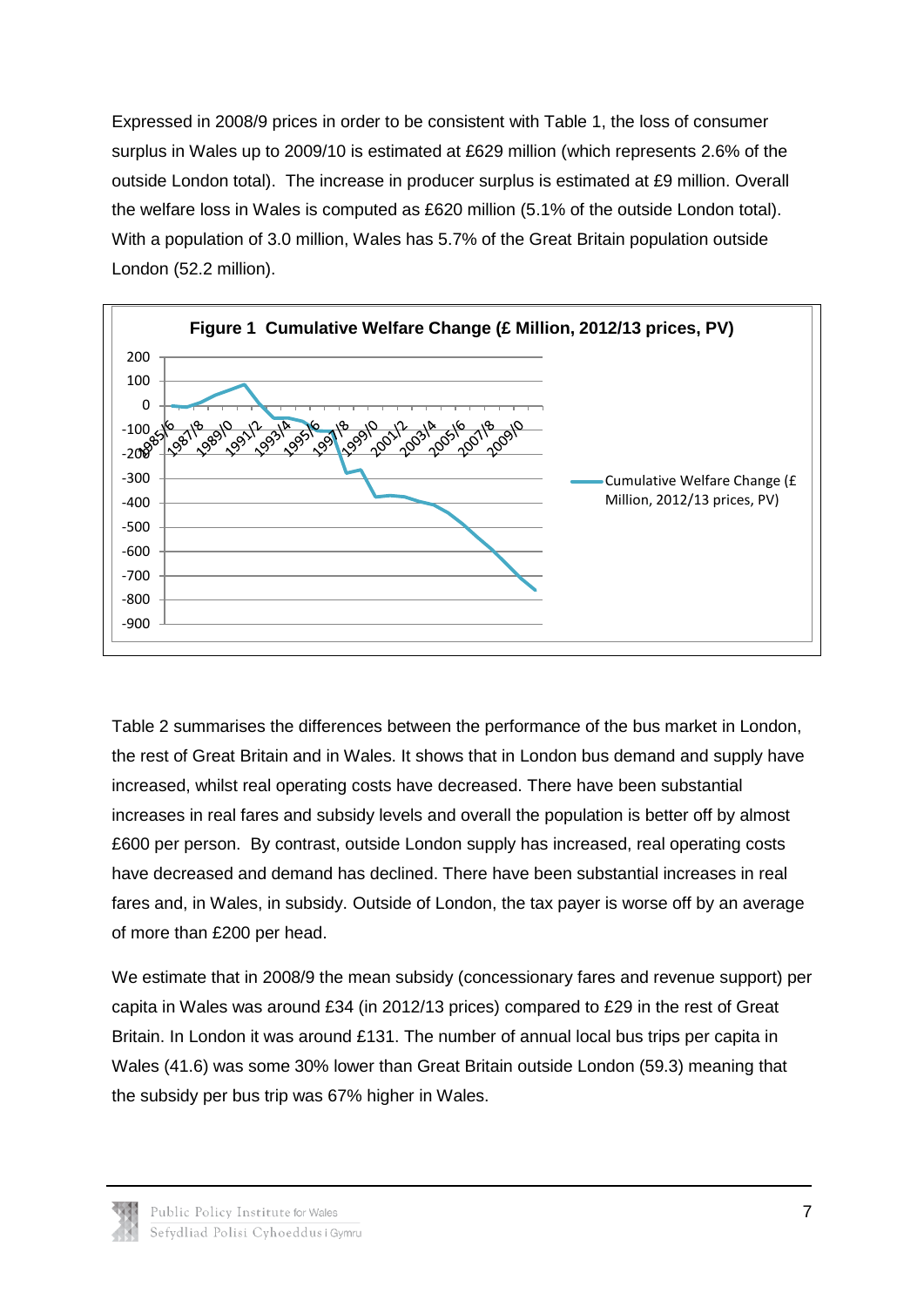Expressed in 2008/9 prices in order to be consistent with Table 1, the loss of consumer surplus in Wales up to 2009/10 is estimated at £629 million (which represents 2.6% of the outside London total). The increase in producer surplus is estimated at £9 million. Overall the welfare loss in Wales is computed as £620 million (5.1% of the outside London total). With a population of 3.0 million, Wales has 5.7% of the Great Britain population outside London (52.2 million).

**Figure 1 Cumulative Welfare Change (£ Million, 2012/13 prices, PV)**

Table 2 summarises the differences between the performance of the bus market in London, the rest of Great Britain and in Wales. It shows that in London bus demand and supply have increased, whilst real operating costs have decreased. There have been substantial increases in real fares and subsidy levels and overall the population is better off by almost £600 per person. By contrast, outside London supply has increased, real operating costs have decreased and demand has declined. There have been substantial increases in real fares and, in Wales, in subsidy. Outside of London, the tax payer is worse off by an average of more than £200 per head.

We estimate that in 2008/9 the mean subsidy (concessionary fares and revenue support) per capita in Wales was around £34 (in 2012/13 prices) compared to £29 in the rest of Great Britain. In London it was around £131. The number of annual local bus trips per capita in Wales (41.6) was some 30% lower than Great Britain outside London (59.3) meaning that the subsidy per bus trip was 67% higher in Wales.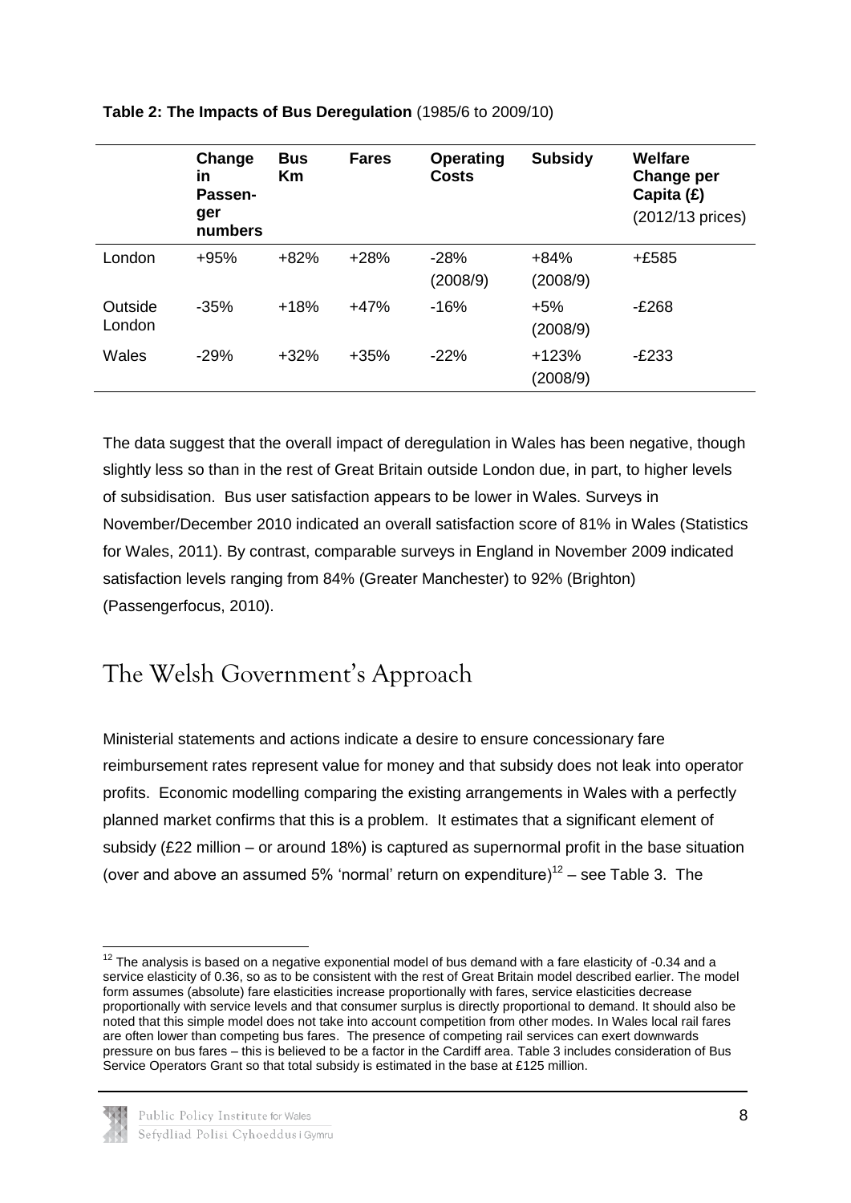**Table 2: The Impacts of Bus Deregulation** (1985/6 to 2009/10)

| | Change in Passenger numbers | Bus Km | Fares | Operating Costs | Subsidy | Welfare Change per Capita (£) (2012/13 prices) |
|---|---|---|---|---|---|---|
| London | +95% | +82% | +28% | -28% (2008/9) | +84% (2008/9) | +£585 |
| Outside London | -35% | +18% | +47% | -16% | +5% (2008/9) | -£268 |
| Wales | -29% | +32% | +35% | -22% | +123% (2008/9) | -£233 |

The data suggest that the overall impact of deregulation in Wales has been negative, though slightly less so than in the rest of Great Britain outside London due, in part, to higher levels of subsidisation. Bus user satisfaction appears to be lower in Wales. Surveys in November/December 2010 indicated an overall satisfaction score of 81% in Wales (Statistics for Wales, 2011). By contrast, comparable surveys in England in November 2009 indicated satisfaction levels ranging from 84% (Greater Manchester) to 92% (Brighton) (Passengerfocus, 2010).

## The Welsh Government's Approach

Ministerial statements and actions indicate a desire to ensure concessionary fare reimbursement rates represent value for money and that subsidy does not leak into operator profits. Economic modelling comparing the existing arrangements in Wales with a perfectly planned market confirms that this is a problem. It estimates that a significant element of subsidy (£22 million – or around 18%) is captured as supernormal profit in the base situation (over and above an assumed 5% 'normal' return on expenditure)[12] – see Table 3. The

[12] The analysis is based on a negative exponential model of bus demand with a fare elasticity of -0.34 and a service elasticity of 0.36, so as to be consistent with the rest of Great Britain model described earlier. The model form assumes (absolute) fare elasticities increase proportionally with fares, service elasticities decrease proportionally with service levels and that consumer surplus is directly proportional to demand. It should also be noted that this simple model does not take into account competition from other modes. In Wales local rail fares are often lower than competing bus fares. The presence of competing rail services can exert downwards pressure on bus fares – this is believed to be a factor in the Cardiff area. Table 3 includes consideration of Bus Service Operators Grant so that total subsidy is estimated in the base at £125 million.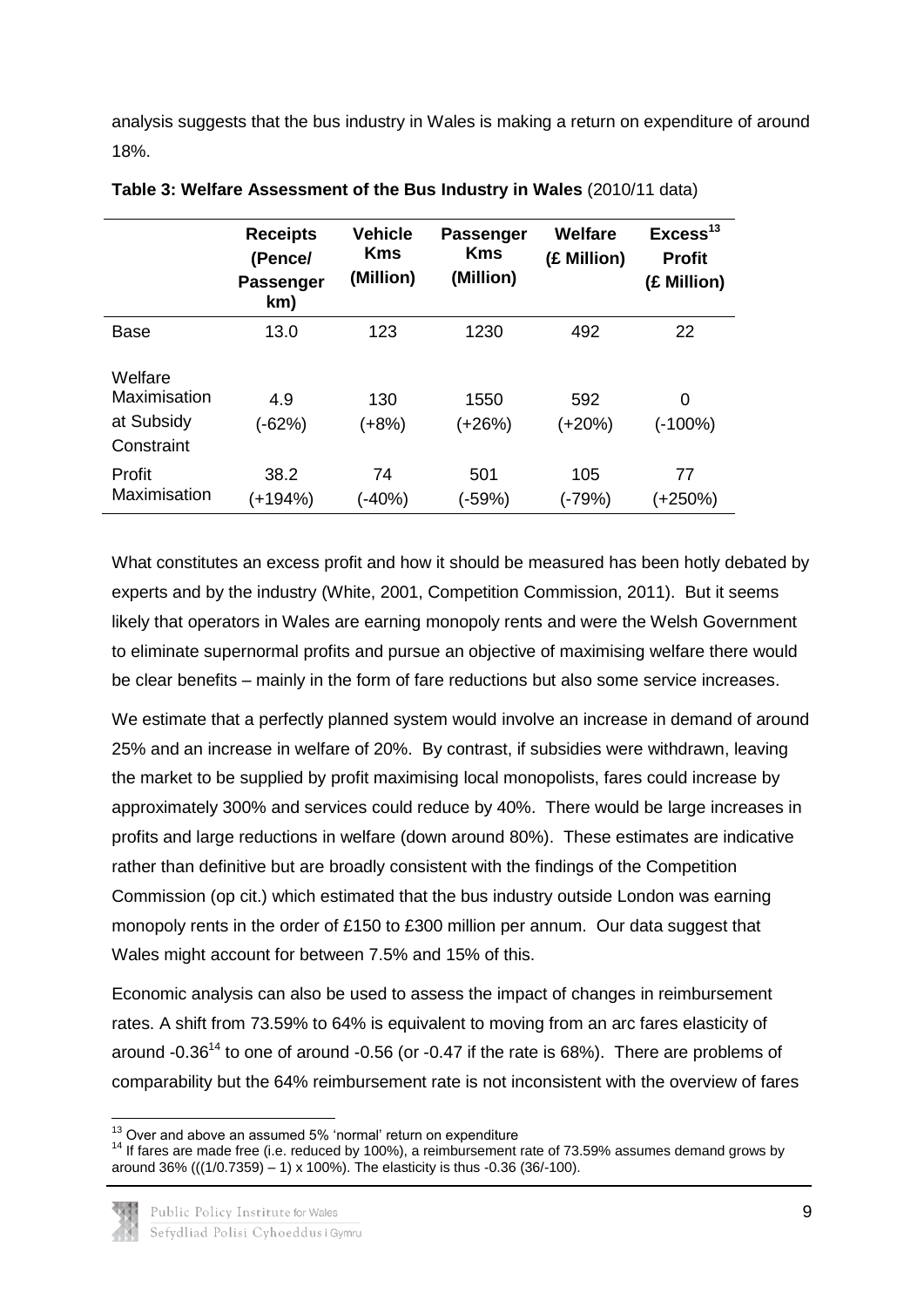analysis suggests that the bus industry in Wales is making a return on expenditure of around 18%.

**Table 3: Welfare Assessment of the Bus Industry in Wales** (2010/11 data)

| | Receipts (Pence/ Passenger km) | Vehicle Kms (Million) | Passenger Kms (Million) | Welfare (£ Million) | Excess[13] Profit (£ Million) |
|---|---|---|---|---|---|
| Base | 13.0 | 123 | 1230 | 492 | 22 |
| Welfare Maximisation at Subsidy Constraint | 4.9 (-62%) | 130 (+8%) | 1550 (+26%) | 592 (+20%) | 0 (-100%) |
| Profit Maximisation | 38.2 (+194%) | 74 (-40%) | 501 (-59%) | 105 (-79%) | 77 (+250%) |

What constitutes an excess profit and how it should be measured has been hotly debated by experts and by the industry (White, 2001, Competition Commission, 2011). But it seems likely that operators in Wales are earning monopoly rents and were the Welsh Government to eliminate supernormal profits and pursue an objective of maximising welfare there would be clear benefits – mainly in the form of fare reductions but also some service increases.

We estimate that a perfectly planned system would involve an increase in demand of around 25% and an increase in welfare of 20%. By contrast, if subsidies were withdrawn, leaving the market to be supplied by profit maximising local monopolists, fares could increase by approximately 300% and services could reduce by 40%. There would be large increases in profits and large reductions in welfare (down around 80%). These estimates are indicative rather than definitive but are broadly consistent with the findings of the Competition Commission (op cit.) which estimated that the bus industry outside London was earning monopoly rents in the order of £150 to £300 million per annum. Our data suggest that Wales might account for between 7.5% and 15% of this.

Economic analysis can also be used to assess the impact of changes in reimbursement rates. A shift from 73.59% to 64% is equivalent to moving from an arc fares elasticity of around -0.36[14] to one of around -0.56 (or -0.47 if the rate is 68%). There are problems of comparability but the 64% reimbursement rate is not inconsistent with the overview of fares

[13] Over and above an assumed 5% 'normal' return on expenditure

[14] If fares are made free (i.e. reduced by 100%), a reimbursement rate of 73.59% assumes demand grows by around 36% (((1/0.7359) – 1) x 100%). The elasticity is thus -0.36 (36/-100).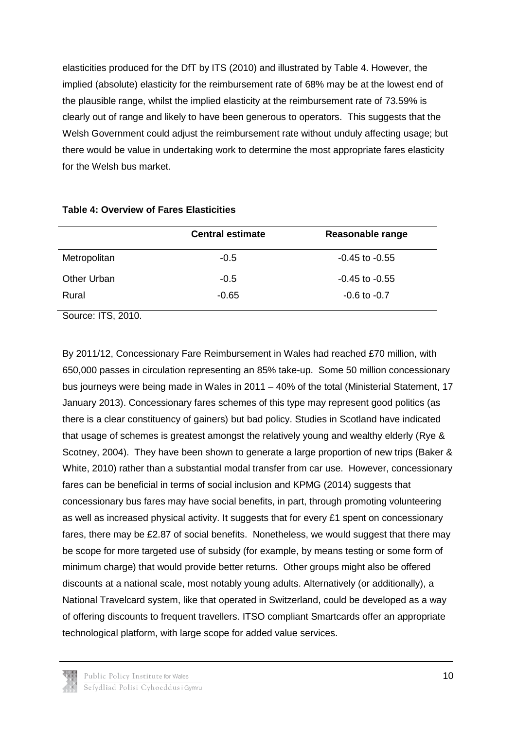elasticities produced for the DfT by ITS (2010) and illustrated by Table 4. However, the implied (absolute) elasticity for the reimbursement rate of 68% may be at the lowest end of the plausible range, whilst the implied elasticity at the reimbursement rate of 73.59% is clearly out of range and likely to have been generous to operators. This suggests that the Welsh Government could adjust the reimbursement rate without unduly affecting usage; but there would be value in undertaking work to determine the most appropriate fares elasticity for the Welsh bus market.

**Table 4: Overview of Fares Elasticities**

| | Central estimate | Reasonable range |
|---|---|---|
| Metropolitan | -0.5 | -0.45 to -0.55 |
| Other Urban | -0.5 | -0.45 to -0.55 |
| Rural | -0.65 | -0.6 to -0.7 |

Source: ITS, 2010.

By 2011/12, Concessionary Fare Reimbursement in Wales had reached £70 million, with 650,000 passes in circulation representing an 85% take-up. Some 50 million concessionary bus journeys were being made in Wales in 2011 – 40% of the total (Ministerial Statement, 17 January 2013). Concessionary fares schemes of this type may represent good politics (as there is a clear constituency of gainers) but bad policy. Studies in Scotland have indicated that usage of schemes is greatest amongst the relatively young and wealthy elderly (Rye & Scotney, 2004). They have been shown to generate a large proportion of new trips (Baker & White, 2010) rather than a substantial modal transfer from car use. However, concessionary fares can be beneficial in terms of social inclusion and KPMG (2014) suggests that concessionary bus fares may have social benefits, in part, through promoting volunteering as well as increased physical activity. It suggests that for every £1 spent on concessionary fares, there may be £2.87 of social benefits. Nonetheless, we would suggest that there may be scope for more targeted use of subsidy (for example, by means testing or some form of minimum charge) that would provide better returns. Other groups might also be offered discounts at a national scale, most notably young adults. Alternatively (or additionally), a National Travelcard system, like that operated in Switzerland, could be developed as a way of offering discounts to frequent travellers. ITSO compliant Smartcards offer an appropriate technological platform, with large scope for added value services.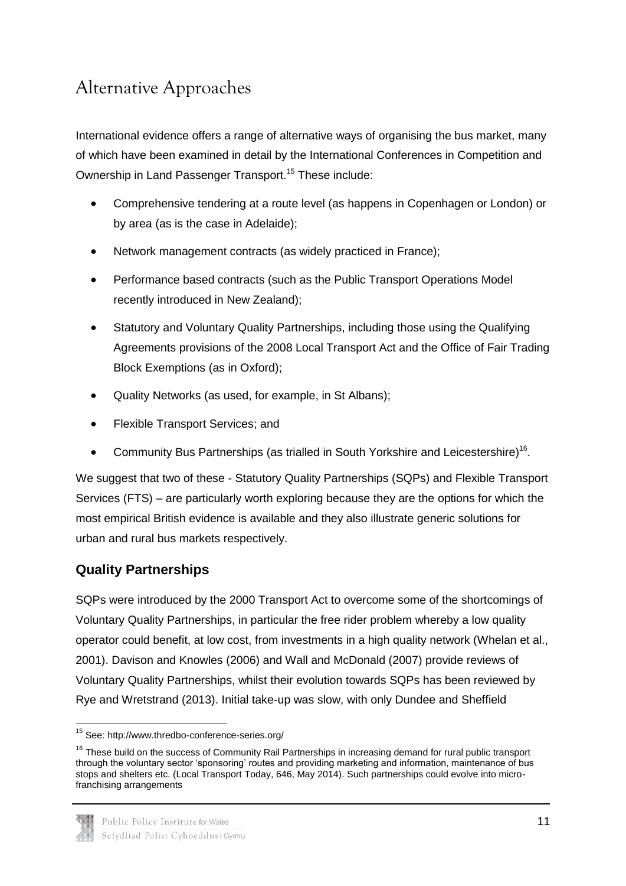# Alternative Approaches

International evidence offers a range of alternative ways of organising the bus market, many of which have been examined in detail by the International Conferences in Competition and Ownership in Land Passenger Transport.[15] These include:

- Comprehensive tendering at a route level (as happens in Copenhagen or London) or by area (as is the case in Adelaide);
- Network management contracts (as widely practiced in France);
- Performance based contracts (such as the Public Transport Operations Model recently introduced in New Zealand);
- Statutory and Voluntary Quality Partnerships, including those using the Qualifying Agreements provisions of the 2008 Local Transport Act and the Office of Fair Trading Block Exemptions (as in Oxford);
- Quality Networks (as used, for example, in St Albans);
- Flexible Transport Services; and
- Community Bus Partnerships (as trialled in South Yorkshire and Leicestershire)[16].

We suggest that two of these - Statutory Quality Partnerships (SQPs) and Flexible Transport Services (FTS) – are particularly worth exploring because they are the options for which the most empirical British evidence is available and they also illustrate generic solutions for urban and rural bus markets respectively.

## Quality Partnerships

SQPs were introduced by the 2000 Transport Act to overcome some of the shortcomings of Voluntary Quality Partnerships, in particular the free rider problem whereby a low quality operator could benefit, at low cost, from investments in a high quality network (Whelan et al., 2001). Davison and Knowles (2006) and Wall and McDonald (2007) provide reviews of Voluntary Quality Partnerships, whilst their evolution towards SQPs has been reviewed by Rye and Wretstrand (2013). Initial take-up was slow, with only Dundee and Sheffield

[15] See: http://www.thredbo-conference-series.org/

[16] These build on the success of Community Rail Partnerships in increasing demand for rural public transport through the voluntary sector 'sponsoring' routes and providing marketing and information, maintenance of bus stops and shelters etc. (Local Transport Today, 646, May 2014). Such partnerships could evolve into micro-franchising arrangements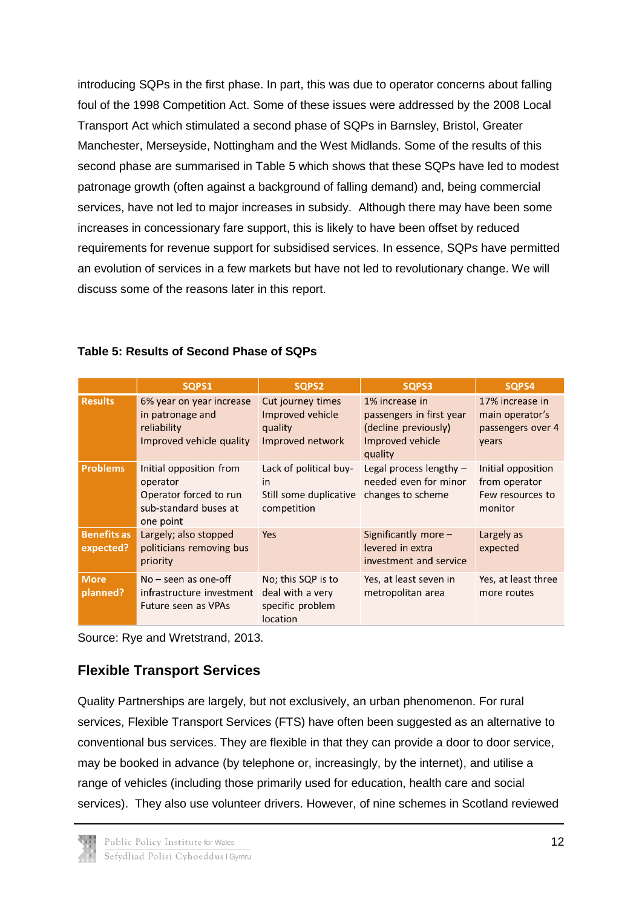introducing SQPs in the first phase. In part, this was due to operator concerns about falling foul of the 1998 Competition Act. Some of these issues were addressed by the 2008 Local Transport Act which stimulated a second phase of SQPs in Barnsley, Bristol, Greater Manchester, Merseyside, Nottingham and the West Midlands. Some of the results of this second phase are summarised in Table 5 which shows that these SQPs have led to modest patronage growth (often against a background of falling demand) and, being commercial services, have not led to major increases in subsidy. Although there may have been some increases in concessionary fare support, this is likely to have been offset by reduced requirements for revenue support for subsidised services. In essence, SQPs have permitted an evolution of services in a few markets but have not led to revolutionary change. We will discuss some of the reasons later in this report.

**Table 5: Results of Second Phase of SQPs**

| | SQPS1 | SQPS2 | SQPS3 | SQPS4 |
|---|---|---|---|---|
| **Results** | 6% year on year increase in patronage and reliability<br>Improved vehicle quality | Cut journey times<br>Improved vehicle quality<br>Improved network | 1% increase in passengers in first year (decline previously)<br>Improved vehicle quality | 17% increase in main operator's passengers over 4 years |
| **Problems** | Initial opposition from operator<br>Operator forced to run sub-standard buses at one point | Lack of political buy-in<br>Still some duplicative competition | Legal process lengthy – needed even for minor changes to scheme | Initial opposition from operator<br>Few resources to monitor |
| **Benefits as expected?** | Largely; also stopped politicians removing bus priority | Yes | Significantly more – levered in extra investment and service | Largely as expected |
| **More planned?** | No – seen as one-off infrastructure investment<br>Future seen as VPAs | No; this SQP is to deal with a very specific problem location | Yes, at least seven in metropolitan area | Yes, at least three more routes |

Source: Rye and Wretstrand, 2013.

## Flexible Transport Services

Quality Partnerships are largely, but not exclusively, an urban phenomenon. For rural services, Flexible Transport Services (FTS) have often been suggested as an alternative to conventional bus services. They are flexible in that they can provide a door to door service, may be booked in advance (by telephone or, increasingly, by the internet), and utilise a range of vehicles (including those primarily used for education, health care and social services). They also use volunteer drivers. However, of nine schemes in Scotland reviewed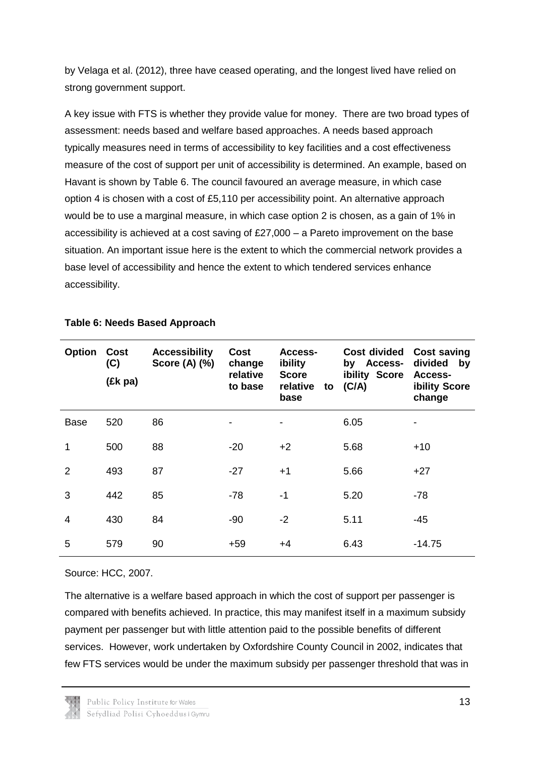by Velaga et al. (2012), three have ceased operating, and the longest lived have relied on strong government support.

A key issue with FTS is whether they provide value for money. There are two broad types of assessment: needs based and welfare based approaches. A needs based approach typically measures need in terms of accessibility to key facilities and a cost effectiveness measure of the cost of support per unit of accessibility is determined. An example, based on Havant is shown by Table 6. The council favoured an average measure, in which case option 4 is chosen with a cost of £5,110 per accessibility point. An alternative approach would be to use a marginal measure, in which case option 2 is chosen, as a gain of 1% in accessibility is achieved at a cost saving of £27,000 – a Pareto improvement on the base situation. An important issue here is the extent to which the commercial network provides a base level of accessibility and hence the extent to which tendered services enhance accessibility.

**Table 6: Needs Based Approach**

| Option | Cost (C) (£k pa) | Accessibility Score (A) (%) | Cost change relative to base | Accessibility Score relative to base | Cost divided by Accessibility Score (C/A) | Cost saving divided by Accessibility Score change |
|---|---|---|---|---|---|---|
| Base | 520 | 86 | - | - | 6.05 | - |
| 1 | 500 | 88 | -20 | +2 | 5.68 | +10 |
| 2 | 493 | 87 | -27 | +1 | 5.66 | +27 |
| 3 | 442 | 85 | -78 | -1 | 5.20 | -78 |
| 4 | 430 | 84 | -90 | -2 | 5.11 | -45 |
| 5 | 579 | 90 | +59 | +4 | 6.43 | -14.75 |

Source: HCC, 2007.

The alternative is a welfare based approach in which the cost of support per passenger is compared with benefits achieved. In practice, this may manifest itself in a maximum subsidy payment per passenger but with little attention paid to the possible benefits of different services. However, work undertaken by Oxfordshire County Council in 2002, indicates that few FTS services would be under the maximum subsidy per passenger threshold that was in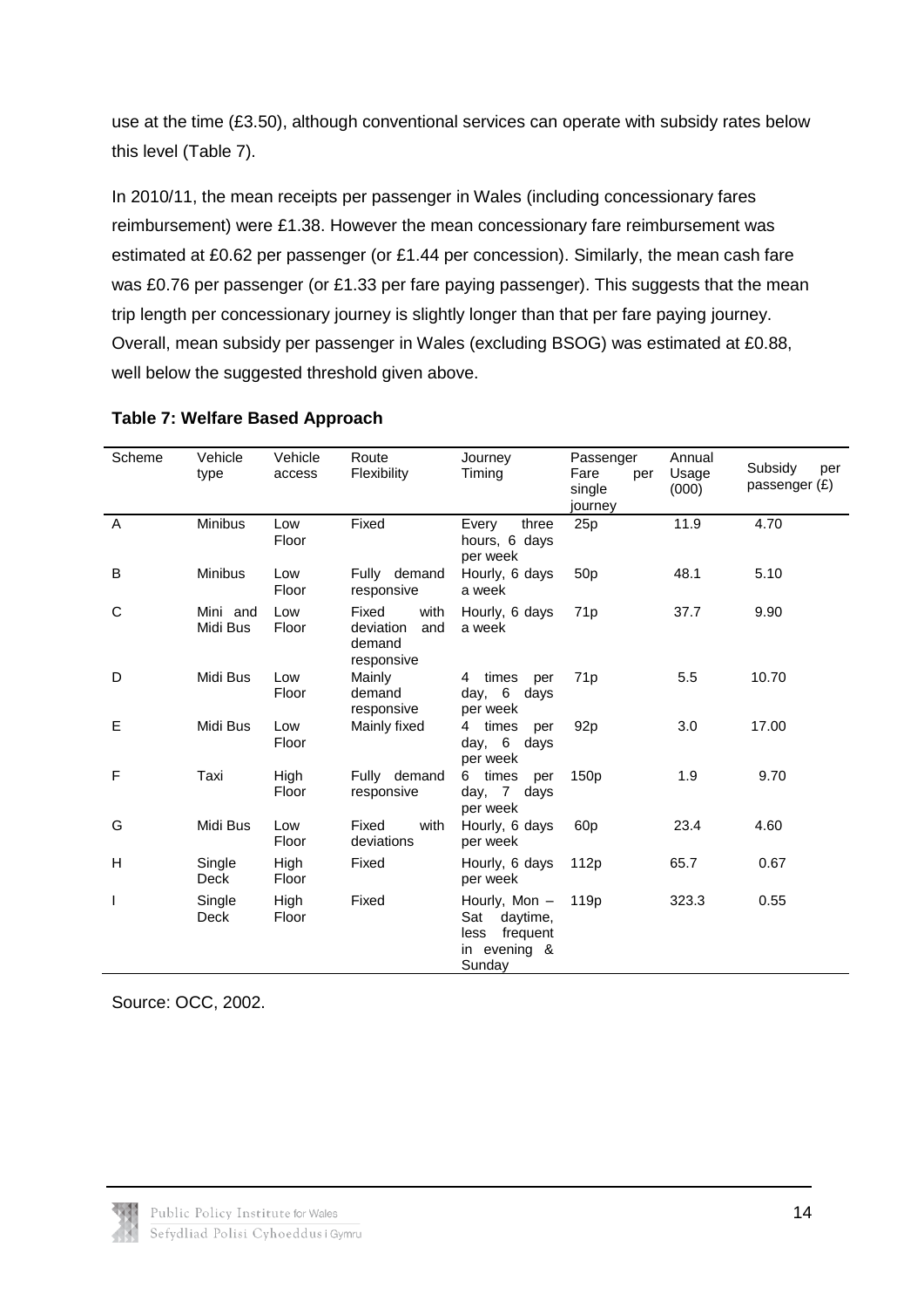use at the time (£3.50), although conventional services can operate with subsidy rates below this level (Table 7).

In 2010/11, the mean receipts per passenger in Wales (including concessionary fares reimbursement) were £1.38. However the mean concessionary fare reimbursement was estimated at £0.62 per passenger (or £1.44 per concession). Similarly, the mean cash fare was £0.76 per passenger (or £1.33 per fare paying passenger). This suggests that the mean trip length per concessionary journey is slightly longer than that per fare paying journey. Overall, mean subsidy per passenger in Wales (excluding BSOG) was estimated at £0.88, well below the suggested threshold given above.

**Table 7: Welfare Based Approach**

| Scheme | Vehicle type | Vehicle access | Route Flexibility | Journey Timing | Passenger Fare per single journey | Annual Usage (000) | Subsidy per passenger (£) |
|---|---|---|---|---|---|---|---|
| A | Minibus | Low Floor | Fixed | Every three hours, 6 days per week | 25p | 11.9 | 4.70 |
| B | Minibus | Low Floor | Fully demand responsive | Hourly, 6 days a week | 50p | 48.1 | 5.10 |
| C | Mini and Midi Bus | Low Floor | Fixed with deviation and demand responsive | Hourly, 6 days a week | 71p | 37.7 | 9.90 |
| D | Midi Bus | Low Floor | Mainly demand responsive | 4 times per day, 6 days per week | 71p | 5.5 | 10.70 |
| E | Midi Bus | Low Floor | Mainly fixed | 4 times per day, 6 days per week | 92p | 3.0 | 17.00 |
| F | Taxi | High Floor | Fully demand responsive | 6 times per day, 7 days per week | 150p | 1.9 | 9.70 |
| G | Midi Bus | Low Floor | Fixed with deviations | Hourly, 6 days per week | 60p | 23.4 | 4.60 |
| H | Single Deck | High Floor | Fixed | Hourly, 6 days per week | 112p | 65.7 | 0.67 |
| I | Single Deck | High Floor | Fixed | Hourly, Mon – Sat daytime, less frequent in evening & Sunday | 119p | 323.3 | 0.55 |

Source: OCC, 2002.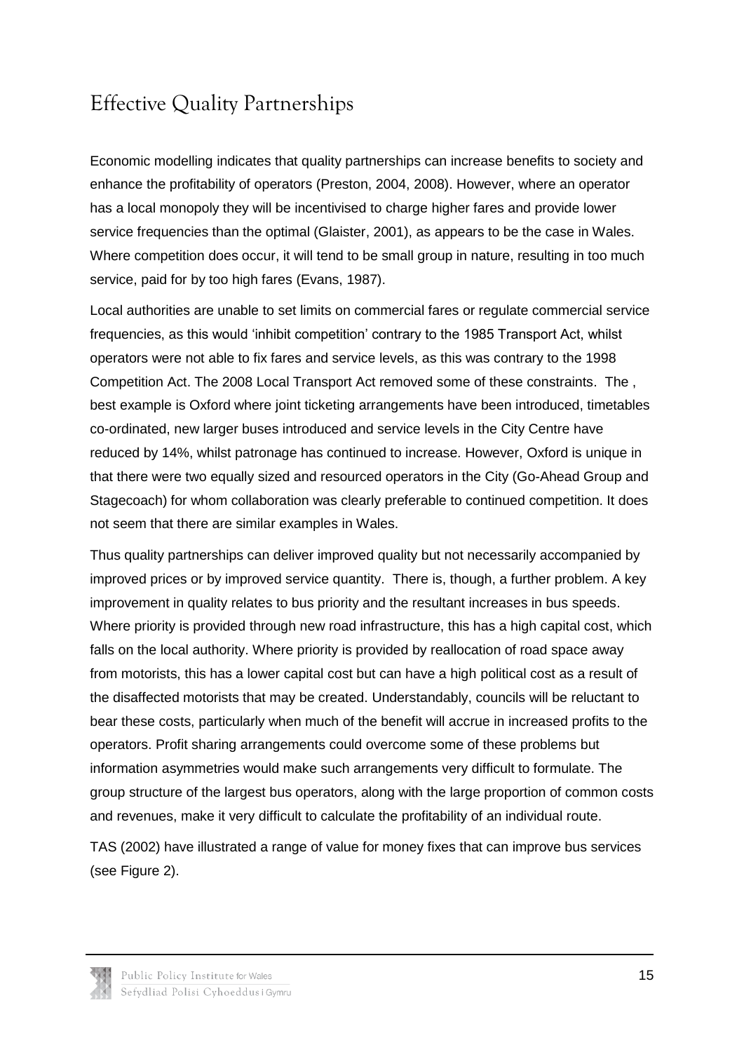# Effective Quality Partnerships

Economic modelling indicates that quality partnerships can increase benefits to society and enhance the profitability of operators (Preston, 2004, 2008). However, where an operator has a local monopoly they will be incentivised to charge higher fares and provide lower service frequencies than the optimal (Glaister, 2001), as appears to be the case in Wales. Where competition does occur, it will tend to be small group in nature, resulting in too much service, paid for by too high fares (Evans, 1987).

Local authorities are unable to set limits on commercial fares or regulate commercial service frequencies, as this would 'inhibit competition' contrary to the 1985 Transport Act, whilst operators were not able to fix fares and service levels, as this was contrary to the 1998 Competition Act. The 2008 Local Transport Act removed some of these constraints. The , best example is Oxford where joint ticketing arrangements have been introduced, timetables co-ordinated, new larger buses introduced and service levels in the City Centre have reduced by 14%, whilst patronage has continued to increase. However, Oxford is unique in that there were two equally sized and resourced operators in the City (Go-Ahead Group and Stagecoach) for whom collaboration was clearly preferable to continued competition. It does not seem that there are similar examples in Wales.

Thus quality partnerships can deliver improved quality but not necessarily accompanied by improved prices or by improved service quantity. There is, though, a further problem. A key improvement in quality relates to bus priority and the resultant increases in bus speeds. Where priority is provided through new road infrastructure, this has a high capital cost, which falls on the local authority. Where priority is provided by reallocation of road space away from motorists, this has a lower capital cost but can have a high political cost as a result of the disaffected motorists that may be created. Understandably, councils will be reluctant to bear these costs, particularly when much of the benefit will accrue in increased profits to the operators. Profit sharing arrangements could overcome some of these problems but information asymmetries would make such arrangements very difficult to formulate. The group structure of the largest bus operators, along with the large proportion of common costs and revenues, make it very difficult to calculate the profitability of an individual route.

TAS (2002) have illustrated a range of value for money fixes that can improve bus services (see Figure 2).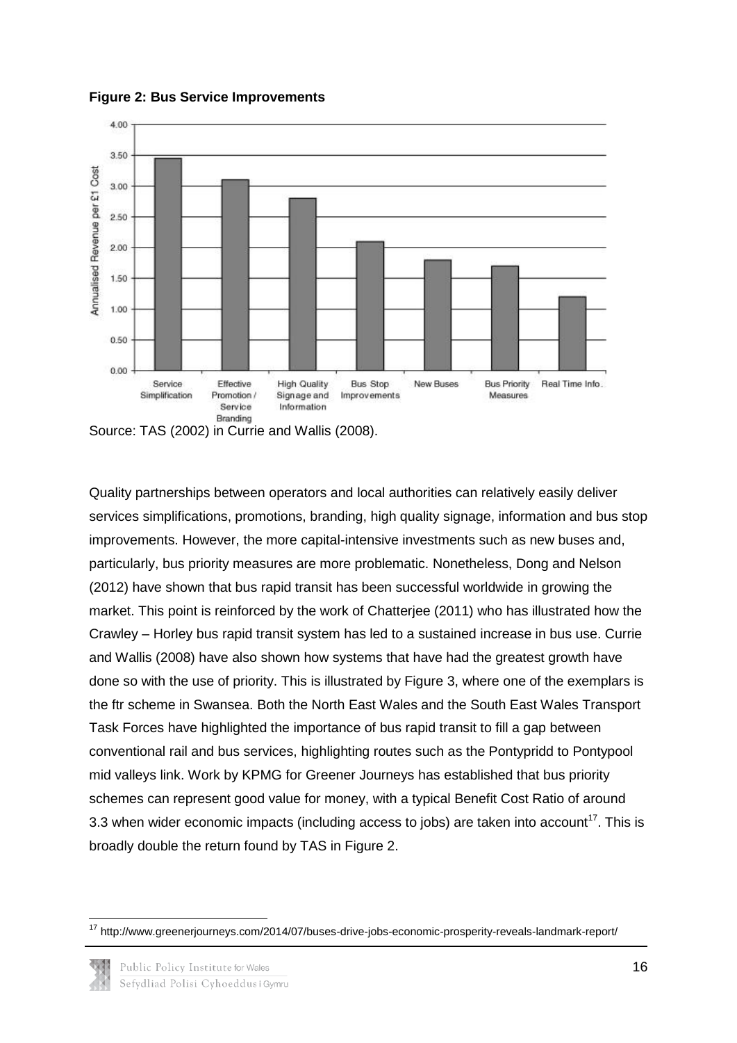**Figure 2: Bus Service Improvements**

Source: TAS (2002) in Currie and Wallis (2008).

Quality partnerships between operators and local authorities can relatively easily deliver services simplifications, promotions, branding, high quality signage, information and bus stop improvements. However, the more capital-intensive investments such as new buses and, particularly, bus priority measures are more problematic. Nonetheless, Dong and Nelson (2012) have shown that bus rapid transit has been successful worldwide in growing the market. This point is reinforced by the work of Chatterjee (2011) who has illustrated how the Crawley – Horley bus rapid transit system has led to a sustained increase in bus use. Currie and Wallis (2008) have also shown how systems that have had the greatest growth have done so with the use of priority. This is illustrated by Figure 3, where one of the exemplars is the ftr scheme in Swansea. Both the North East Wales and the South East Wales Transport Task Forces have highlighted the importance of bus rapid transit to fill a gap between conventional rail and bus services, highlighting routes such as the Pontypridd to Pontypool mid valleys link. Work by KPMG for Greener Journeys has established that bus priority schemes can represent good value for money, with a typical Benefit Cost Ratio of around 3.3 when wider economic impacts (including access to jobs) are taken into account[17]. This is broadly double the return found by TAS in Figure 2.

[17] http://www.greenerjourneys.com/2014/07/buses-drive-jobs-economic-prosperity-reveals-landmark-report/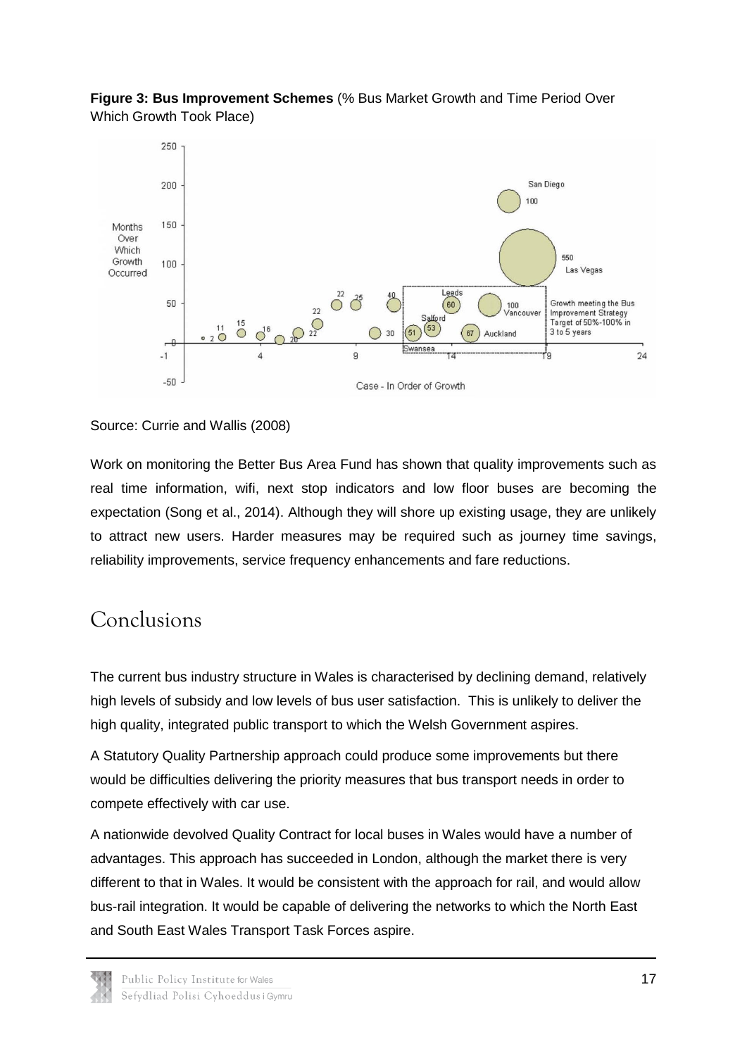**Figure 3: Bus Improvement Schemes** (% Bus Market Growth and Time Period Over Which Growth Took Place)

Source: Currie and Wallis (2008)

Work on monitoring the Better Bus Area Fund has shown that quality improvements such as real time information, wifi, next stop indicators and low floor buses are becoming the expectation (Song et al., 2014). Although they will shore up existing usage, they are unlikely to attract new users. Harder measures may be required such as journey time savings, reliability improvements, service frequency enhancements and fare reductions.

# Conclusions

The current bus industry structure in Wales is characterised by declining demand, relatively high levels of subsidy and low levels of bus user satisfaction. This is unlikely to deliver the high quality, integrated public transport to which the Welsh Government aspires.

A Statutory Quality Partnership approach could produce some improvements but there would be difficulties delivering the priority measures that bus transport needs in order to compete effectively with car use.

A nationwide devolved Quality Contract for local buses in Wales would have a number of advantages. This approach has succeeded in London, although the market there is very different to that in Wales. It would be consistent with the approach for rail, and would allow bus-rail integration. It would be capable of delivering the networks to which the North East and South East Wales Transport Task Forces aspire.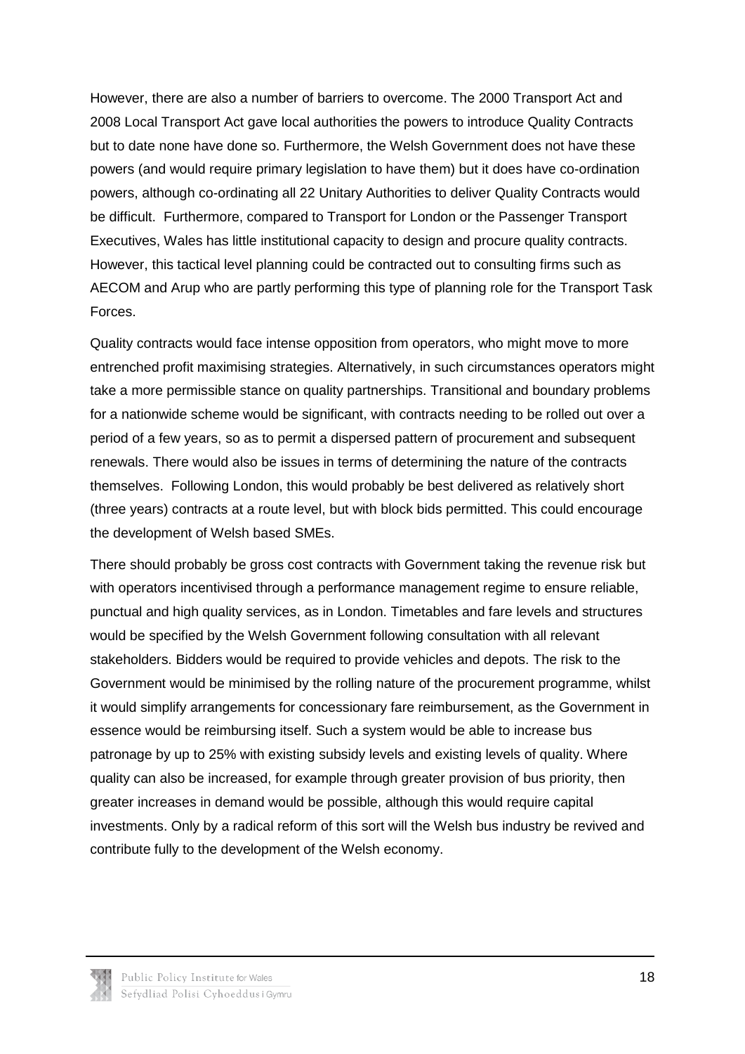However, there are also a number of barriers to overcome. The 2000 Transport Act and 2008 Local Transport Act gave local authorities the powers to introduce Quality Contracts but to date none have done so. Furthermore, the Welsh Government does not have these powers (and would require primary legislation to have them) but it does have co-ordination powers, although co-ordinating all 22 Unitary Authorities to deliver Quality Contracts would be difficult. Furthermore, compared to Transport for London or the Passenger Transport Executives, Wales has little institutional capacity to design and procure quality contracts. However, this tactical level planning could be contracted out to consulting firms such as AECOM and Arup who are partly performing this type of planning role for the Transport Task Forces.

Quality contracts would face intense opposition from operators, who might move to more entrenched profit maximising strategies. Alternatively, in such circumstances operators might take a more permissible stance on quality partnerships. Transitional and boundary problems for a nationwide scheme would be significant, with contracts needing to be rolled out over a period of a few years, so as to permit a dispersed pattern of procurement and subsequent renewals. There would also be issues in terms of determining the nature of the contracts themselves. Following London, this would probably be best delivered as relatively short (three years) contracts at a route level, but with block bids permitted. This could encourage the development of Welsh based SMEs.

There should probably be gross cost contracts with Government taking the revenue risk but with operators incentivised through a performance management regime to ensure reliable, punctual and high quality services, as in London. Timetables and fare levels and structures would be specified by the Welsh Government following consultation with all relevant stakeholders. Bidders would be required to provide vehicles and depots. The risk to the Government would be minimised by the rolling nature of the procurement programme, whilst it would simplify arrangements for concessionary fare reimbursement, as the Government in essence would be reimbursing itself. Such a system would be able to increase bus patronage by up to 25% with existing subsidy levels and existing levels of quality. Where quality can also be increased, for example through greater provision of bus priority, then greater increases in demand would be possible, although this would require capital investments. Only by a radical reform of this sort will the Welsh bus industry be revived and contribute fully to the development of the Welsh economy.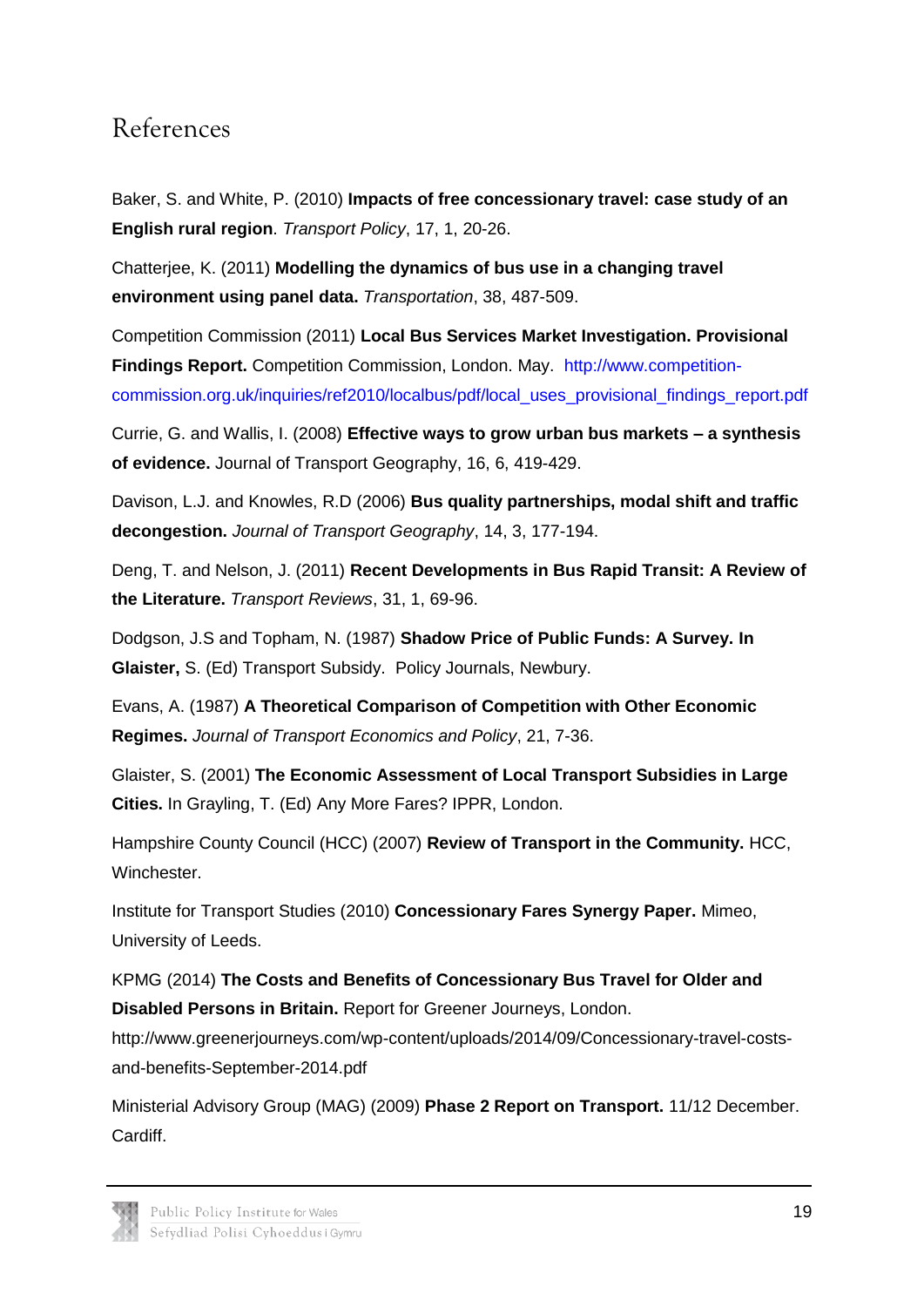# References

Baker, S. and White, P. (2010) **Impacts of free concessionary travel: case study of an English rural region**. *Transport Policy*, 17, 1, 20-26.

Chatterjee, K. (2011) **Modelling the dynamics of bus use in a changing travel environment using panel data.** *Transportation*, 38, 487-509.

Competition Commission (2011) **Local Bus Services Market Investigation. Provisional Findings Report.** Competition Commission, London. May. http://www.competition-commission.org.uk/inquiries/ref2010/localbus/pdf/local_uses_provisional_findings_report.pdf

Currie, G. and Wallis, I. (2008) **Effective ways to grow urban bus markets – a synthesis of evidence.** Journal of Transport Geography, 16, 6, 419-429.

Davison, L.J. and Knowles, R.D (2006) **Bus quality partnerships, modal shift and traffic decongestion.** *Journal of Transport Geography*, 14, 3, 177-194.

Deng, T. and Nelson, J. (2011) **Recent Developments in Bus Rapid Transit: A Review of the Literature.** *Transport Reviews*, 31, 1, 69-96.

Dodgson, J.S and Topham, N. (1987) **Shadow Price of Public Funds: A Survey. In Glaister,** S. (Ed) Transport Subsidy. Policy Journals, Newbury.

Evans, A. (1987) **A Theoretical Comparison of Competition with Other Economic Regimes.** *Journal of Transport Economics and Policy*, 21, 7-36.

Glaister, S. (2001) **The Economic Assessment of Local Transport Subsidies in Large Cities.** In Grayling, T. (Ed) Any More Fares? IPPR, London.

Hampshire County Council (HCC) (2007) **Review of Transport in the Community.** HCC, Winchester.

Institute for Transport Studies (2010) **Concessionary Fares Synergy Paper.** Mimeo, University of Leeds.

KPMG (2014) **The Costs and Benefits of Concessionary Bus Travel for Older and Disabled Persons in Britain.** Report for Greener Journeys, London. http://www.greenerjourneys.com/wp-content/uploads/2014/09/Concessionary-travel-costs-and-benefits-September-2014.pdf

Ministerial Advisory Group (MAG) (2009) **Phase 2 Report on Transport.** 11/12 December. Cardiff.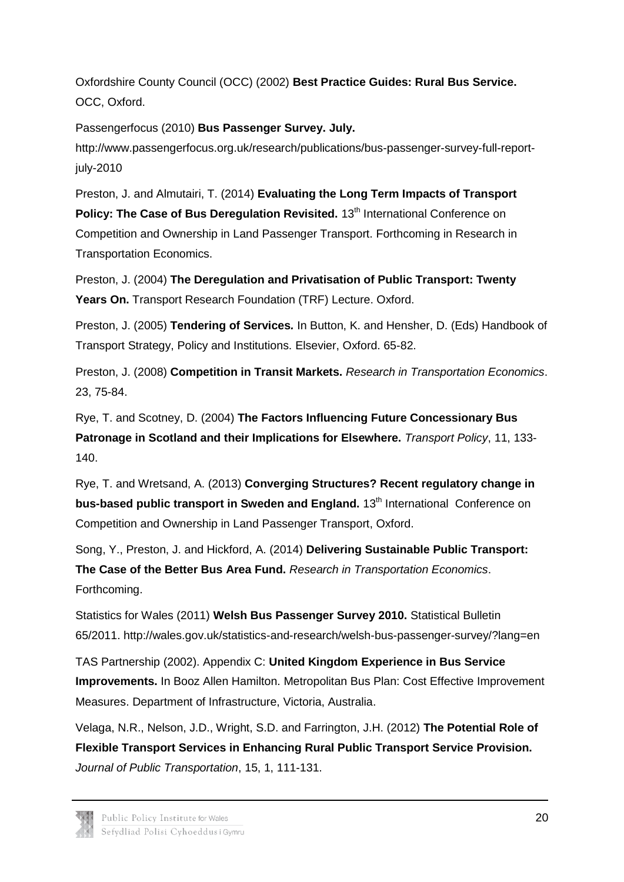Oxfordshire County Council (OCC) (2002) **Best Practice Guides: Rural Bus Service.** OCC, Oxford.

Passengerfocus (2010) **Bus Passenger Survey. July.** http://www.passengerfocus.org.uk/research/publications/bus-passenger-survey-full-report-july-2010

Preston, J. and Almutairi, T. (2014) **Evaluating the Long Term Impacts of Transport Policy: The Case of Bus Deregulation Revisited.** 13th International Conference on Competition and Ownership in Land Passenger Transport. Forthcoming in Research in Transportation Economics.

Preston, J. (2004) **The Deregulation and Privatisation of Public Transport: Twenty Years On.** Transport Research Foundation (TRF) Lecture. Oxford.

Preston, J. (2005) **Tendering of Services.** In Button, K. and Hensher, D. (Eds) Handbook of Transport Strategy, Policy and Institutions. Elsevier, Oxford. 65-82.

Preston, J. (2008) **Competition in Transit Markets.** *Research in Transportation Economics*. 23, 75-84.

Rye, T. and Scotney, D. (2004) **The Factors Influencing Future Concessionary Bus Patronage in Scotland and their Implications for Elsewhere.** *Transport Policy*, 11, 133-140.

Rye, T. and Wretsand, A. (2013) **Converging Structures? Recent regulatory change in bus-based public transport in Sweden and England.** 13th International Conference on Competition and Ownership in Land Passenger Transport, Oxford.

Song, Y., Preston, J. and Hickford, A. (2014) **Delivering Sustainable Public Transport: The Case of the Better Bus Area Fund.** *Research in Transportation Economics*. Forthcoming.

Statistics for Wales (2011) **Welsh Bus Passenger Survey 2010.** Statistical Bulletin 65/2011. http://wales.gov.uk/statistics-and-research/welsh-bus-passenger-survey/?lang=en

TAS Partnership (2002). Appendix C: **United Kingdom Experience in Bus Service Improvements.** In Booz Allen Hamilton. Metropolitan Bus Plan: Cost Effective Improvement Measures. Department of Infrastructure, Victoria, Australia.

Velaga, N.R., Nelson, J.D., Wright, S.D. and Farrington, J.H. (2012) **The Potential Role of Flexible Transport Services in Enhancing Rural Public Transport Service Provision.** *Journal of Public Transportation*, 15, 1, 111-131.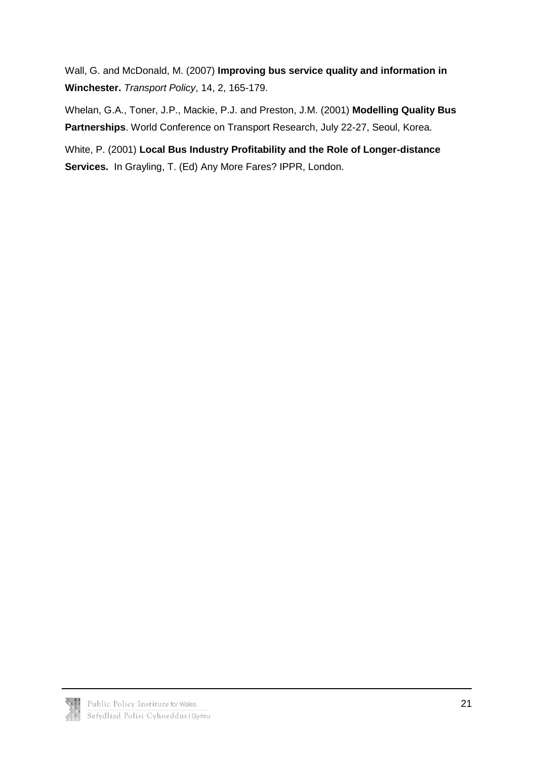Wall, G. and McDonald, M. (2007) **Improving bus service quality and information in Winchester.** *Transport Policy*, 14, 2, 165-179.

Whelan, G.A., Toner, J.P., Mackie, P.J. and Preston, J.M. (2001) **Modelling Quality Bus Partnerships**. World Conference on Transport Research, July 22-27, Seoul, Korea.

White, P. (2001) **Local Bus Industry Profitability and the Role of Longer-distance Services.** In Grayling, T. (Ed) Any More Fares? IPPR, London.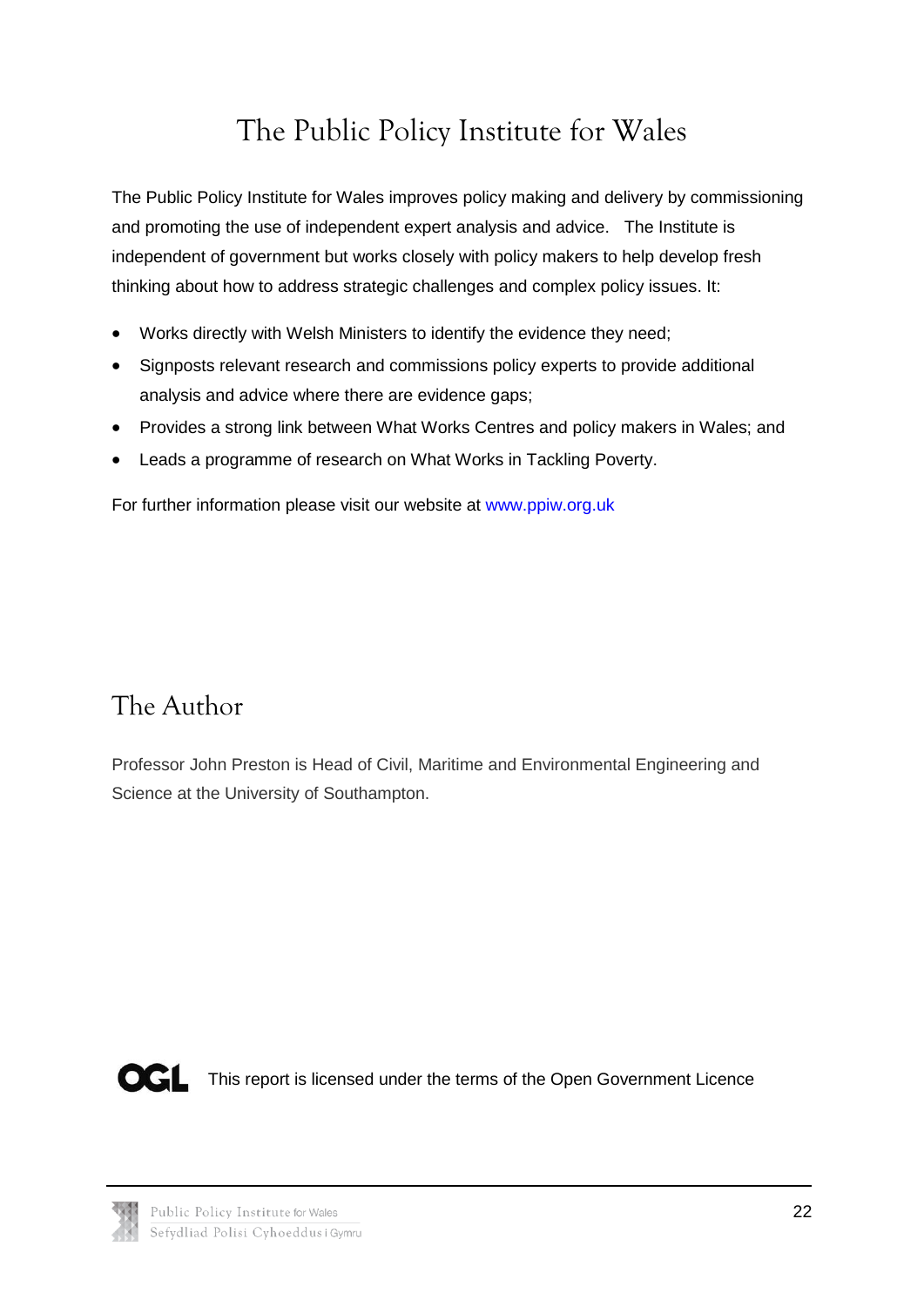# The Public Policy Institute for Wales

The Public Policy Institute for Wales improves policy making and delivery by commissioning and promoting the use of independent expert analysis and advice. The Institute is independent of government but works closely with policy makers to help develop fresh thinking about how to address strategic challenges and complex policy issues. It:

- Works directly with Welsh Ministers to identify the evidence they need;
- Signposts relevant research and commissions policy experts to provide additional analysis and advice where there are evidence gaps;
- Provides a strong link between What Works Centres and policy makers in Wales; and
- Leads a programme of research on What Works in Tackling Poverty.

For further information please visit our website at www.ppiw.org.uk

## The Author

Professor John Preston is Head of Civil, Maritime and Environmental Engineering and Science at the University of Southampton.

OGL This report is licensed under the terms of the Open Government Licence